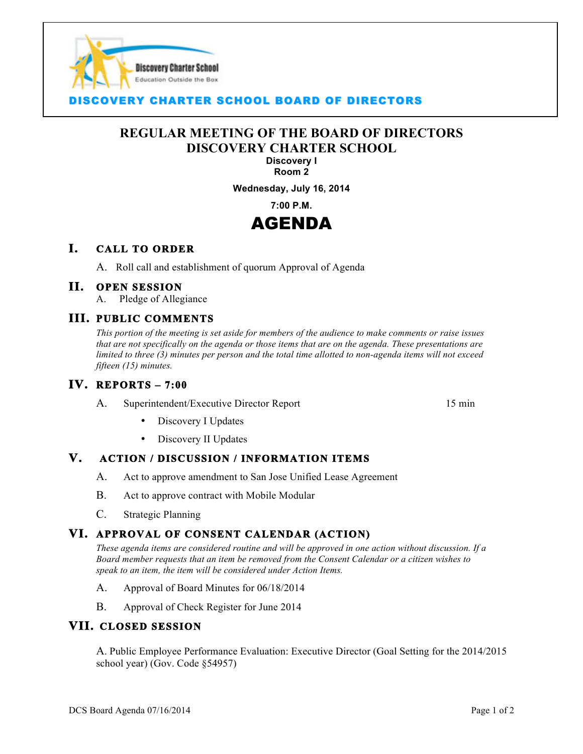Discovery Charter School
Education Outside the Box

**DISCOVERY CHARTER SCHOOL BOARD OF DIRECTORS**

# REGULAR MEETING OF THE BOARD OF DIRECTORS
# DISCOVERY CHARTER SCHOOL

**Discovery I**
**Room 2**

**Wednesday, July 16, 2014**

**7:00 P.M.**

# AGENDA

## I. CALL TO ORDER

A. Roll call and establishment of quorum Approval of Agenda

## II. OPEN SESSION

A. Pledge of Allegiance

## III. PUBLIC COMMENTS

*This portion of the meeting is set aside for members of the audience to make comments or raise issues that are not specifically on the agenda or those items that are on the agenda. These presentations are limited to three (3) minutes per person and the total time allotted to non-agenda items will not exceed fifteen (15) minutes.*

## IV. REPORTS – 7:00

A. Superintendent/Executive Director Report — 15 min

- Discovery I Updates
- Discovery II Updates

## V. ACTION / DISCUSSION / INFORMATION ITEMS

A. Act to approve amendment to San Jose Unified Lease Agreement

B. Act to approve contract with Mobile Modular

C. Strategic Planning

## VI. APPROVAL OF CONSENT CALENDAR (ACTION)

*These agenda items are considered routine and will be approved in one action without discussion. If a Board member requests that an item be removed from the Consent Calendar or a citizen wishes to speak to an item, the item will be considered under Action Items.*

A. Approval of Board Minutes for 06/18/2014

B. Approval of Check Register for June 2014

## VII. CLOSED SESSION

A. Public Employee Performance Evaluation: Executive Director (Goal Setting for the 2014/2015 school year) (Gov. Code §54957)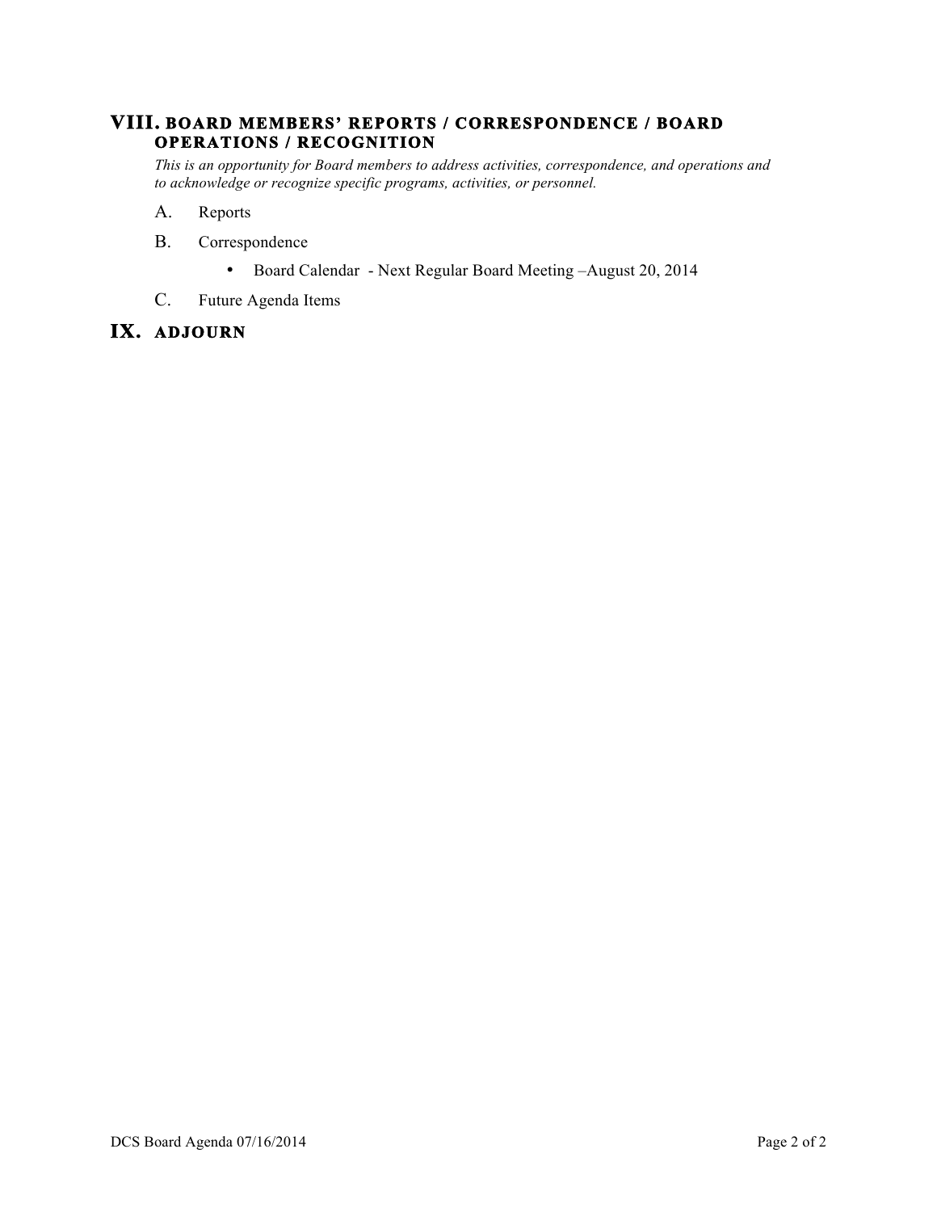## VIII. BOARD MEMBERS' REPORTS / CORRESPONDENCE / BOARD OPERATIONS / RECOGNITION

*This is an opportunity for Board members to address activities, correspondence, and operations and to acknowledge or recognize specific programs, activities, or personnel.*

A. Reports

B. Correspondence

- Board Calendar - Next Regular Board Meeting –August 20, 2014

C. Future Agenda Items

## IX. ADJOURN